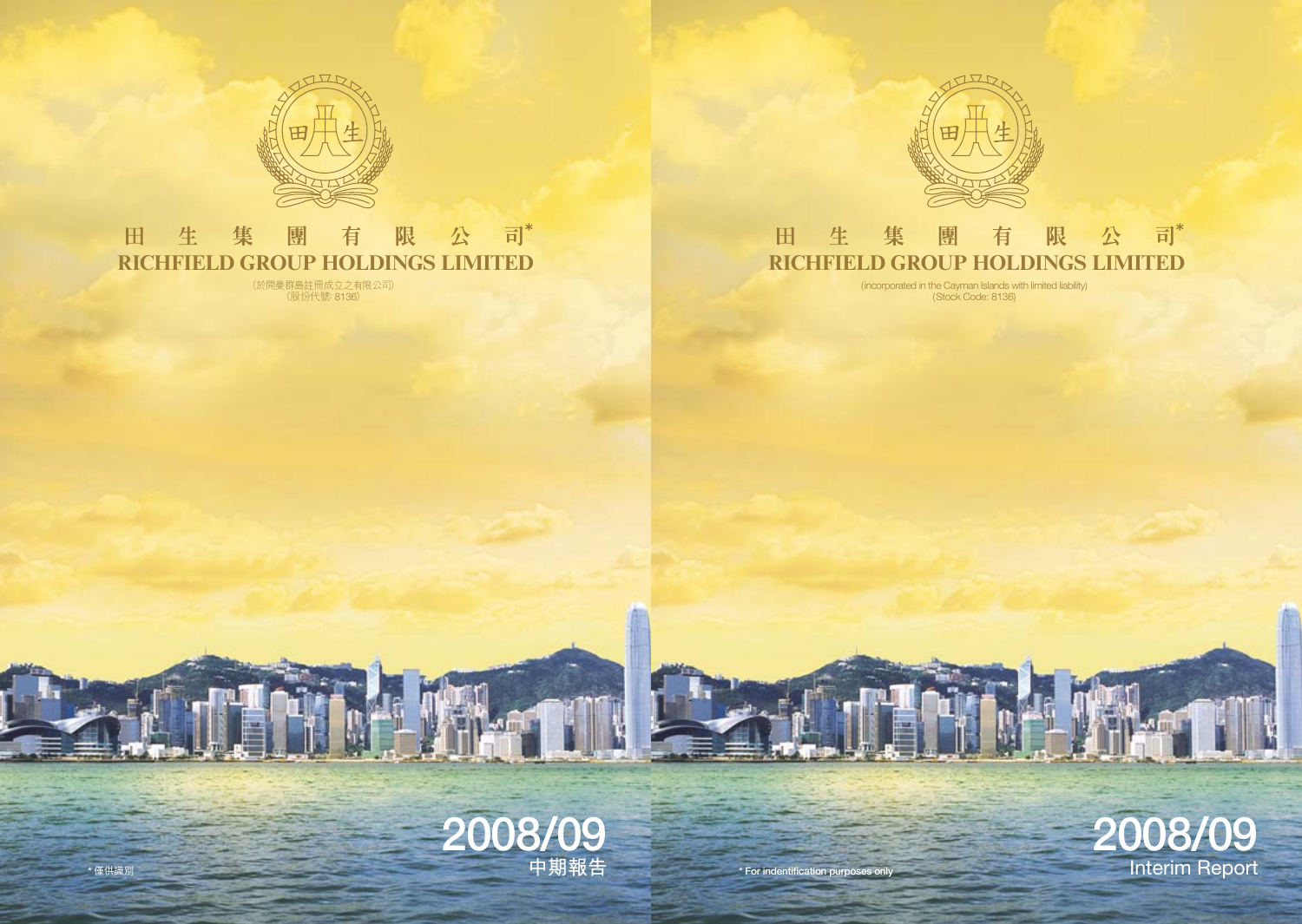# 田 生 集 團 有 限 公 司*

# RICHFIELD GROUP HOLDINGS LIMITED

（於開曼群島註冊成立之有限公司）
（股份代號: 8136）

# 2008/09
## 中期報告

* 僅供識別

# 田 生 集 團 有 限 公 司*

# RICHFIELD GROUP HOLDINGS LIMITED

(incorporated in the Cayman Islands with limited liability)
(Stock Code: 8136)

# 2008/09
## Interim Report

* For indentification purposes only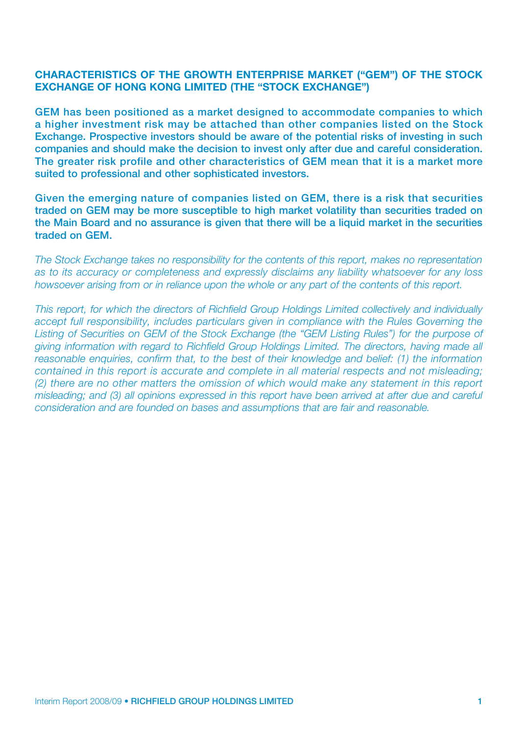## CHARACTERISTICS OF THE GROWTH ENTERPRISE MARKET ("GEM") OF THE STOCK EXCHANGE OF HONG KONG LIMITED (THE "STOCK EXCHANGE")

**GEM has been positioned as a market designed to accommodate companies to which a higher investment risk may be attached than other companies listed on the Stock Exchange. Prospective investors should be aware of the potential risks of investing in such companies and should make the decision to invest only after due and careful consideration. The greater risk profile and other characteristics of GEM mean that it is a market more suited to professional and other sophisticated investors.**

**Given the emerging nature of companies listed on GEM, there is a risk that securities traded on GEM may be more susceptible to high market volatility than securities traded on the Main Board and no assurance is given that there will be a liquid market in the securities traded on GEM.**

*The Stock Exchange takes no responsibility for the contents of this report, makes no representation as to its accuracy or completeness and expressly disclaims any liability whatsoever for any loss howsoever arising from or in reliance upon the whole or any part of the contents of this report.*

*This report, for which the directors of Richfield Group Holdings Limited collectively and individually accept full responsibility, includes particulars given in compliance with the Rules Governing the Listing of Securities on GEM of the Stock Exchange (the "GEM Listing Rules") for the purpose of giving information with regard to Richfield Group Holdings Limited. The directors, having made all reasonable enquiries, confirm that, to the best of their knowledge and belief: (1) the information contained in this report is accurate and complete in all material respects and not misleading; (2) there are no other matters the omission of which would make any statement in this report misleading; and (3) all opinions expressed in this report have been arrived at after due and careful consideration and are founded on bases and assumptions that are fair and reasonable.*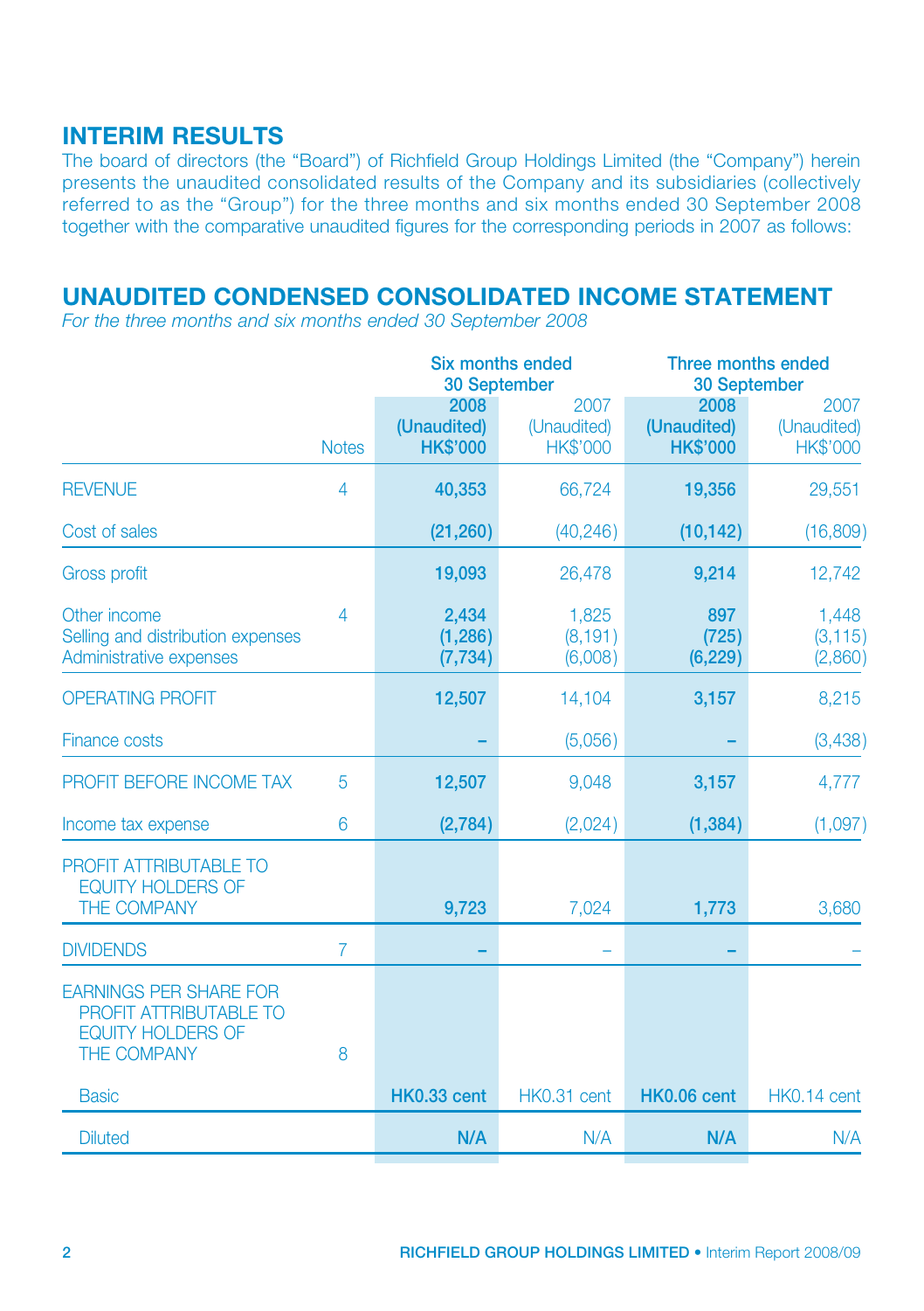## INTERIM RESULTS

The board of directors (the "Board") of Richfield Group Holdings Limited (the "Company") herein presents the unaudited consolidated results of the Company and its subsidiaries (collectively referred to as the "Group") for the three months and six months ended 30 September 2008 together with the comparative unaudited figures for the corresponding periods in 2007 as follows:

## UNAUDITED CONDENSED CONSOLIDATED INCOME STATEMENT

*For the three months and six months ended 30 September 2008*

| | | Six months ended 30 September | | Three months ended 30 September | |
|---|---|---|---|---|---|
| | Notes | **2008 (Unaudited) HK$'000** | 2007 (Unaudited) HK$'000 | **2008 (Unaudited) HK$'000** | 2007 (Unaudited) HK$'000 |
| REVENUE | 4 | **40,353** | 66,724 | **19,356** | 29,551 |
| Cost of sales | | **(21,260)** | (40,246) | **(10,142)** | (16,809) |
| Gross profit | | **19,093** | 26,478 | **9,214** | 12,742 |
| Other income | 4 | **2,434** | 1,825 | **897** | 1,448 |
| Selling and distribution expenses | | **(1,286)** | (8,191) | **(725)** | (3,115) |
| Administrative expenses | | **(7,734)** | (6,008) | **(6,229)** | (2,860) |
| OPERATING PROFIT | | **12,507** | 14,104 | **3,157** | 8,215 |
| Finance costs | | **–** | (5,056) | **–** | (3,438) |
| PROFIT BEFORE INCOME TAX | 5 | **12,507** | 9,048 | **3,157** | 4,777 |
| Income tax expense | 6 | **(2,784)** | (2,024) | **(1,384)** | (1,097) |
| PROFIT ATTRIBUTABLE TO EQUITY HOLDERS OF THE COMPANY | | **9,723** | 7,024 | **1,773** | 3,680 |
| DIVIDENDS | 7 | **–** | – | **–** | – |
| EARNINGS PER SHARE FOR PROFIT ATTRIBUTABLE TO EQUITY HOLDERS OF THE COMPANY | 8 | | | | |
| Basic | | **HK0.33 cent** | HK0.31 cent | **HK0.06 cent** | HK0.14 cent |
| Diluted | | **N/A** | N/A | **N/A** | N/A |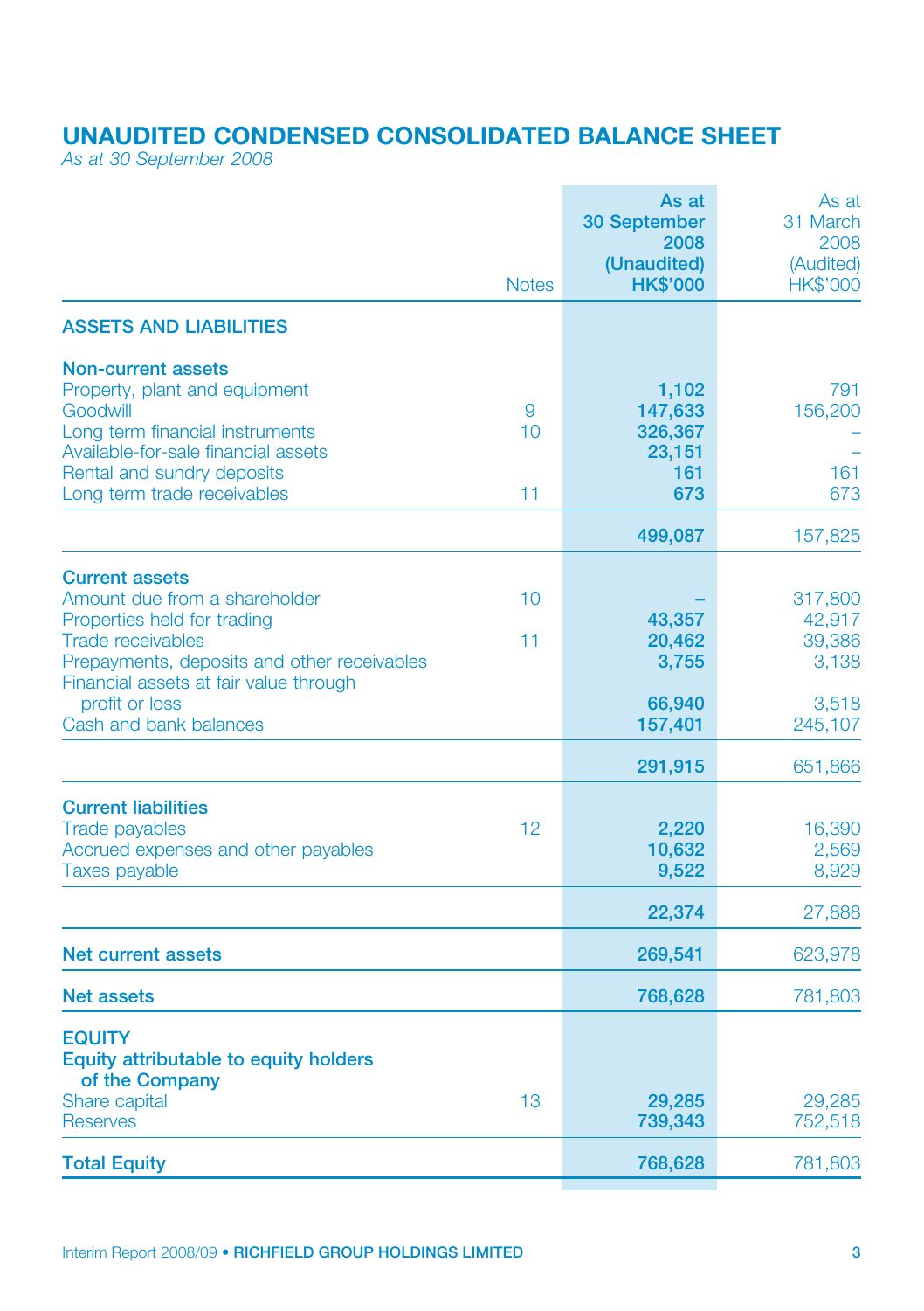# UNAUDITED CONDENSED CONSOLIDATED BALANCE SHEET

*As at 30 September 2008*

| | Notes | As at 30 September 2008 (Unaudited) HK$'000 | As at 31 March 2008 (Audited) HK$'000 |
|---|---|---|---|
| **ASSETS AND LIABILITIES** | | | |
| **Non-current assets** | | | |
| Property, plant and equipment | | **1,102** | 791 |
| Goodwill | 9 | **147,633** | 156,200 |
| Long term financial instruments | 10 | **326,367** | – |
| Available-for-sale financial assets | | **23,151** | – |
| Rental and sundry deposits | | **161** | 161 |
| Long term trade receivables | 11 | **673** | 673 |
| | | **499,087** | 157,825 |
| **Current assets** | | | |
| Amount due from a shareholder | 10 | **–** | 317,800 |
| Properties held for trading | | **43,357** | 42,917 |
| Trade receivables | 11 | **20,462** | 39,386 |
| Prepayments, deposits and other receivables | | **3,755** | 3,138 |
| Financial assets at fair value through profit or loss | | **66,940** | 3,518 |
| Cash and bank balances | | **157,401** | 245,107 |
| | | **291,915** | 651,866 |
| **Current liabilities** | | | |
| Trade payables | 12 | **2,220** | 16,390 |
| Accrued expenses and other payables | | **10,632** | 2,569 |
| Taxes payable | | **9,522** | 8,929 |
| | | **22,374** | 27,888 |
| **Net current assets** | | **269,541** | 623,978 |
| **Net assets** | | **768,628** | 781,803 |
| **EQUITY** | | | |
| **Equity attributable to equity holders of the Company** | | | |
| Share capital | 13 | **29,285** | 29,285 |
| Reserves | | **739,343** | 752,518 |
| **Total Equity** | | **768,628** | 781,803 |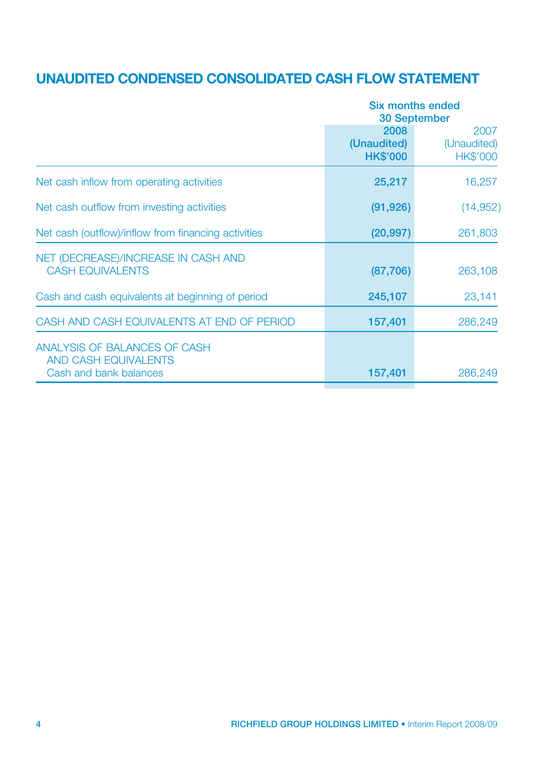# UNAUDITED CONDENSED CONSOLIDATED CASH FLOW STATEMENT

| | Six months ended 30 September | |
|---|---|---|
| | **2008** | 2007 |
| | **(Unaudited)** | (Unaudited) |
| | **HK$'000** | HK$'000 |
| Net cash inflow from operating activities | **25,217** | 16,257 |
| Net cash outflow from investing activities | **(91,926)** | (14,952) |
| Net cash (outflow)/inflow from financing activities | **(20,997)** | 261,803 |
| NET (DECREASE)/INCREASE IN CASH AND CASH EQUIVALENTS | **(87,706)** | 263,108 |
| Cash and cash equivalents at beginning of period | **245,107** | 23,141 |
| CASH AND CASH EQUIVALENTS AT END OF PERIOD | **157,401** | 286,249 |
| ANALYSIS OF BALANCES OF CASH AND CASH EQUIVALENTS | | |
| Cash and bank balances | **157,401** | 286,249 |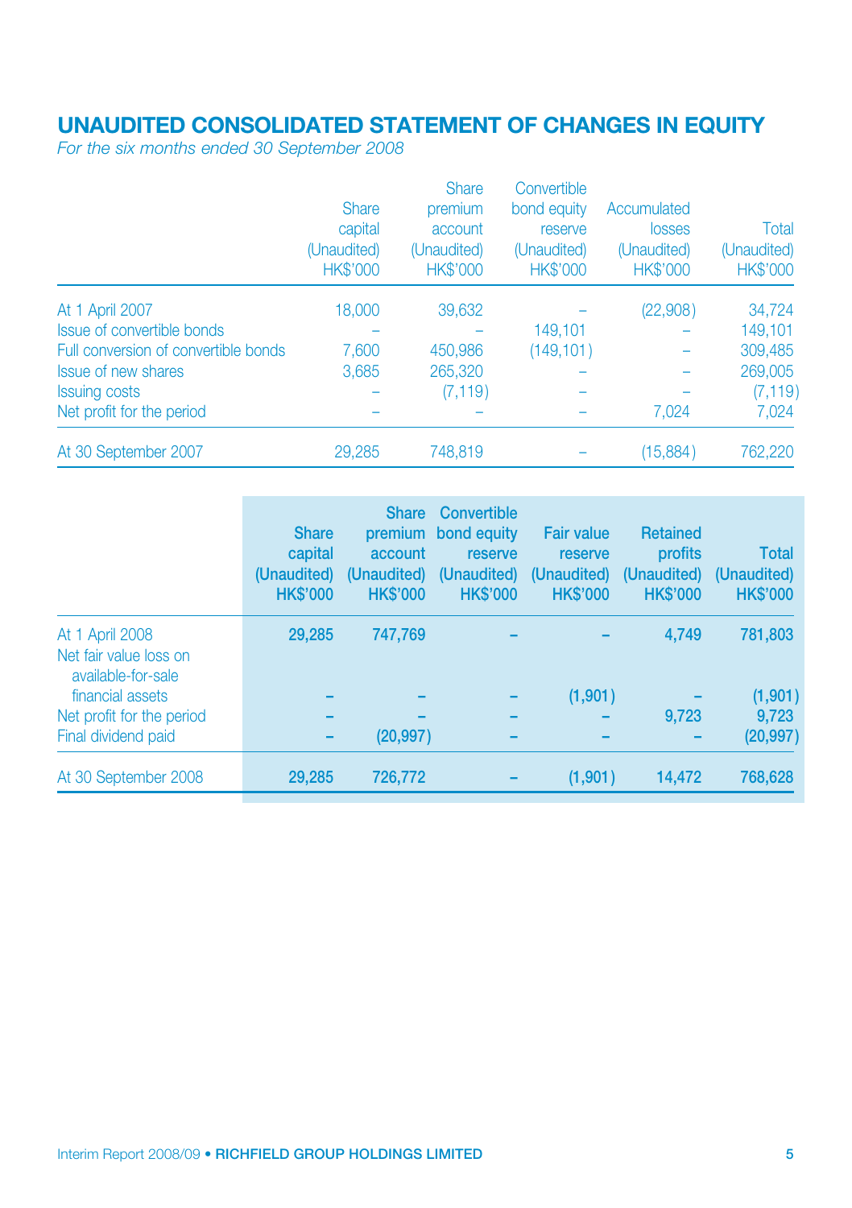# UNAUDITED CONSOLIDATED STATEMENT OF CHANGES IN EQUITY

*For the six months ended 30 September 2008*

| | Share capital (Unaudited) HK$'000 | Share premium account (Unaudited) HK$'000 | Convertible bond equity reserve (Unaudited) HK$'000 | Accumulated losses (Unaudited) HK$'000 | Total (Unaudited) HK$'000 |
|---|---|---|---|---|---|
| At 1 April 2007 | 18,000 | 39,632 | – | (22,908) | 34,724 |
| Issue of convertible bonds | – | – | 149,101 | – | 149,101 |
| Full conversion of convertible bonds | 7,600 | 450,986 | (149,101) | – | 309,485 |
| Issue of new shares | 3,685 | 265,320 | – | – | 269,005 |
| Issuing costs | – | (7,119) | – | – | (7,119) |
| Net profit for the period | – | – | – | 7,024 | 7,024 |
| At 30 September 2007 | 29,285 | 748,819 | – | (15,884) | 762,220 |

| | **Share capital (Unaudited) HK$'000** | **Share premium account (Unaudited) HK$'000** | **Convertible bond equity reserve (Unaudited) HK$'000** | **Fair value reserve (Unaudited) HK$'000** | **Retained profits (Unaudited) HK$'000** | **Total (Unaudited) HK$'000** |
|---|---|---|---|---|---|---|
| At 1 April 2008 | **29,285** | **747,769** | **–** | **–** | **4,749** | **781,803** |
| Net fair value loss on available-for-sale financial assets | **–** | **–** | **–** | **(1,901)** | **–** | **(1,901)** |
| Net profit for the period | **–** | **–** | **–** | **–** | **9,723** | **9,723** |
| Final dividend paid | **–** | **(20,997)** | **–** | **–** | **–** | **(20,997)** |
| At 30 September 2008 | **29,285** | **726,772** | **–** | **(1,901)** | **14,472** | **768,628** |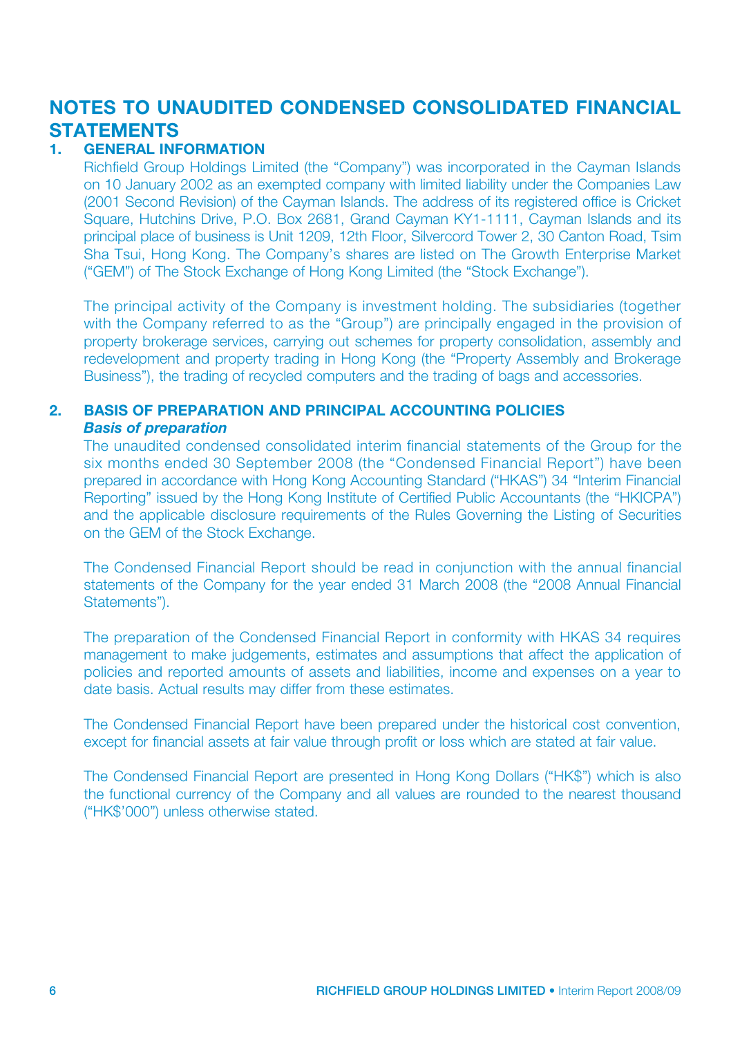# NOTES TO UNAUDITED CONDENSED CONSOLIDATED FINANCIAL STATEMENTS

## 1. GENERAL INFORMATION

Richfield Group Holdings Limited (the "Company") was incorporated in the Cayman Islands on 10 January 2002 as an exempted company with limited liability under the Companies Law (2001 Second Revision) of the Cayman Islands. The address of its registered office is Cricket Square, Hutchins Drive, P.O. Box 2681, Grand Cayman KY1-1111, Cayman Islands and its principal place of business is Unit 1209, 12th Floor, Silvercord Tower 2, 30 Canton Road, Tsim Sha Tsui, Hong Kong. The Company's shares are listed on The Growth Enterprise Market ("GEM") of The Stock Exchange of Hong Kong Limited (the "Stock Exchange").

The principal activity of the Company is investment holding. The subsidiaries (together with the Company referred to as the "Group") are principally engaged in the provision of property brokerage services, carrying out schemes for property consolidation, assembly and redevelopment and property trading in Hong Kong (the "Property Assembly and Brokerage Business"), the trading of recycled computers and the trading of bags and accessories.

## 2. BASIS OF PREPARATION AND PRINCIPAL ACCOUNTING POLICIES

***Basis of preparation***

The unaudited condensed consolidated interim financial statements of the Group for the six months ended 30 September 2008 (the "Condensed Financial Report") have been prepared in accordance with Hong Kong Accounting Standard ("HKAS") 34 "Interim Financial Reporting" issued by the Hong Kong Institute of Certified Public Accountants (the "HKICPA") and the applicable disclosure requirements of the Rules Governing the Listing of Securities on the GEM of the Stock Exchange.

The Condensed Financial Report should be read in conjunction with the annual financial statements of the Company for the year ended 31 March 2008 (the "2008 Annual Financial Statements").

The preparation of the Condensed Financial Report in conformity with HKAS 34 requires management to make judgements, estimates and assumptions that affect the application of policies and reported amounts of assets and liabilities, income and expenses on a year to date basis. Actual results may differ from these estimates.

The Condensed Financial Report have been prepared under the historical cost convention, except for financial assets at fair value through profit or loss which are stated at fair value.

The Condensed Financial Report are presented in Hong Kong Dollars ("HK$") which is also the functional currency of the Company and all values are rounded to the nearest thousand ("HK$'000") unless otherwise stated.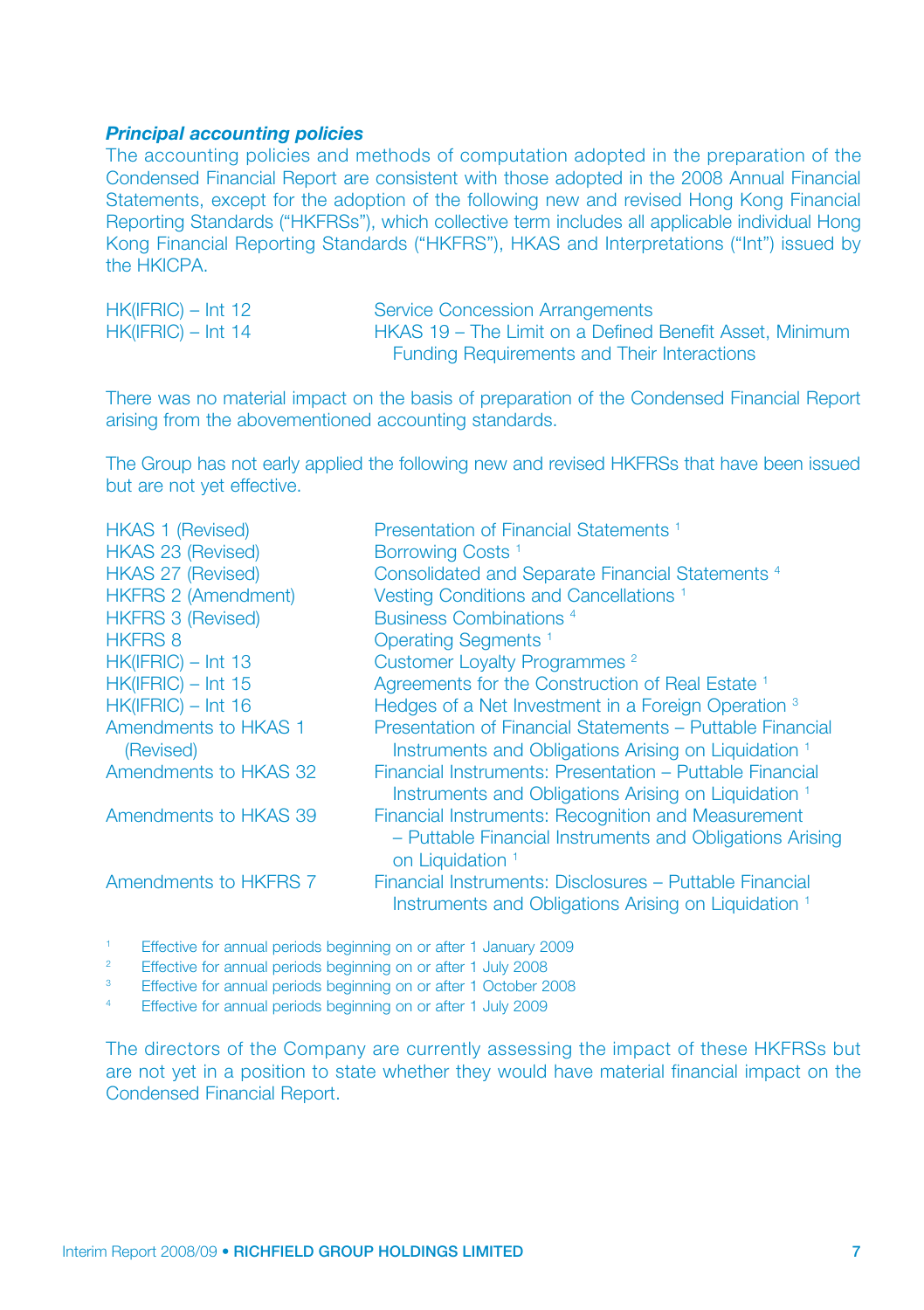***Principal accounting policies***

The accounting policies and methods of computation adopted in the preparation of the Condensed Financial Report are consistent with those adopted in the 2008 Annual Financial Statements, except for the adoption of the following new and revised Hong Kong Financial Reporting Standards ("HKFRSs"), which collective term includes all applicable individual Hong Kong Financial Reporting Standards ("HKFRS"), HKAS and Interpretations ("Int") issued by the HKICPA.

| | |
|---|---|
| HK(IFRIC) – Int 12 | Service Concession Arrangements |
| HK(IFRIC) – Int 14 | HKAS 19 – The Limit on a Defined Benefit Asset, Minimum Funding Requirements and Their Interactions |

There was no material impact on the basis of preparation of the Condensed Financial Report arising from the abovementioned accounting standards.

The Group has not early applied the following new and revised HKFRSs that have been issued but are not yet effective.

| | |
|---|---|
| HKAS 1 (Revised) | Presentation of Financial Statements [1] |
| HKAS 23 (Revised) | Borrowing Costs [1] |
| HKAS 27 (Revised) | Consolidated and Separate Financial Statements [4] |
| HKFRS 2 (Amendment) | Vesting Conditions and Cancellations [1] |
| HKFRS 3 (Revised) | Business Combinations [4] |
| HKFRS 8 | Operating Segments [1] |
| HK(IFRIC) – Int 13 | Customer Loyalty Programmes [2] |
| HK(IFRIC) – Int 15 | Agreements for the Construction of Real Estate [1] |
| HK(IFRIC) – Int 16 | Hedges of a Net Investment in a Foreign Operation [3] |
| Amendments to HKAS 1 (Revised) | Presentation of Financial Statements – Puttable Financial Instruments and Obligations Arising on Liquidation [1] |
| Amendments to HKAS 32 | Financial Instruments: Presentation – Puttable Financial Instruments and Obligations Arising on Liquidation [1] |
| Amendments to HKAS 39 | Financial Instruments: Recognition and Measurement – Puttable Financial Instruments and Obligations Arising on Liquidation [1] |
| Amendments to HKFRS 7 | Financial Instruments: Disclosures – Puttable Financial Instruments and Obligations Arising on Liquidation [1] |

[1] Effective for annual periods beginning on or after 1 January 2009

[2] Effective for annual periods beginning on or after 1 July 2008

[3] Effective for annual periods beginning on or after 1 October 2008

[4] Effective for annual periods beginning on or after 1 July 2009

The directors of the Company are currently assessing the impact of these HKFRSs but are not yet in a position to state whether they would have material financial impact on the Condensed Financial Report.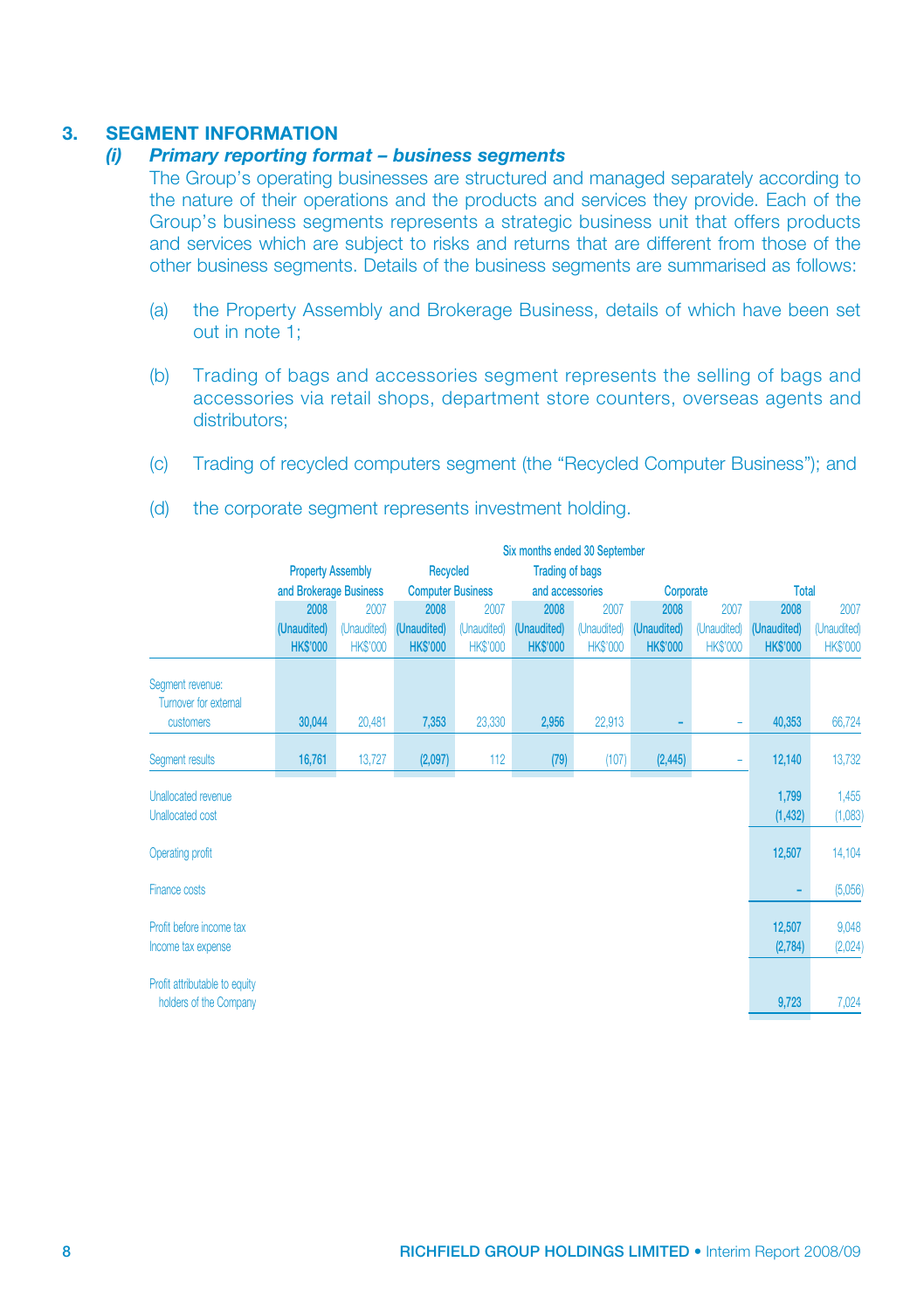## 3. SEGMENT INFORMATION

### (i) *Primary reporting format – business segments*

The Group's operating businesses are structured and managed separately according to the nature of their operations and the products and services they provide. Each of the Group's business segments represents a strategic business unit that offers products and services which are subject to risks and returns that are different from those of the other business segments. Details of the business segments are summarised as follows:

(a) the Property Assembly and Brokerage Business, details of which have been set out in note 1;

(b) Trading of bags and accessories segment represents the selling of bags and accessories via retail shops, department store counters, overseas agents and distributors;

(c) Trading of recycled computers segment (the "Recycled Computer Business"); and

(d) the corporate segment represents investment holding.

| | Six months ended 30 September | | | | | | | | | |
|---|---|---|---|---|---|---|---|---|---|---|
| | Property Assembly and Brokerage Business | | Recycled Computer Business | | Trading of bags and accessories | | Corporate | | Total | |
| | **2008 (Unaudited) HK$'000** | 2007 (Unaudited) HK$'000 | **2008 (Unaudited) HK$'000** | 2007 (Unaudited) HK$'000 | **2008 (Unaudited) HK$'000** | 2007 (Unaudited) HK$'000 | **2008 (Unaudited) HK$'000** | 2007 (Unaudited) HK$'000 | **2008 (Unaudited) HK$'000** | 2007 (Unaudited) HK$'000 |
| Segment revenue: Turnover for external customers | **30,044** | 20,481 | **7,353** | 23,330 | **2,956** | 22,913 | **–** | – | **40,353** | 66,724 |
| Segment results | **16,761** | 13,727 | **(2,097)** | 112 | **(79)** | (107) | **(2,445)** | – | **12,140** | 13,732 |
| Unallocated revenue | | | | | | | | | **1,799** | 1,455 |
| Unallocated cost | | | | | | | | | **(1,432)** | (1,083) |
| Operating profit | | | | | | | | | **12,507** | 14,104 |
| Finance costs | | | | | | | | | **–** | (5,056) |
| Profit before income tax | | | | | | | | | **12,507** | 9,048 |
| Income tax expense | | | | | | | | | **(2,784)** | (2,024) |
| Profit attributable to equity holders of the Company | | | | | | | | | **9,723** | 7,024 |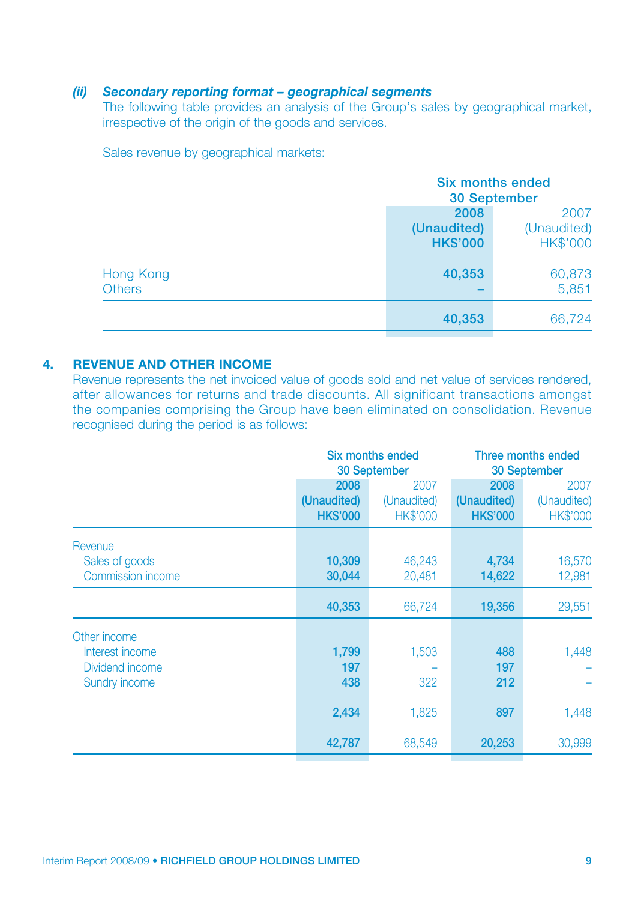**(ii)** ***Secondary reporting format – geographical segments***

The following table provides an analysis of the Group's sales by geographical market, irrespective of the origin of the goods and services.

Sales revenue by geographical markets:

| | Six months ended 30 September | |
|---|---|---|
| | **2008 (Unaudited) HK$'000** | 2007 (Unaudited) HK$'000 |
| Hong Kong | **40,353** | 60,873 |
| Others | **–** | 5,851 |
| | **40,353** | 66,724 |

## 4. REVENUE AND OTHER INCOME

Revenue represents the net invoiced value of goods sold and net value of services rendered, after allowances for returns and trade discounts. All significant transactions amongst the companies comprising the Group have been eliminated on consolidation. Revenue recognised during the period is as follows:

| | Six months ended 30 September | | Three months ended 30 September | |
|---|---|---|---|---|
| | **2008 (Unaudited) HK$'000** | 2007 (Unaudited) HK$'000 | **2008 (Unaudited) HK$'000** | 2007 (Unaudited) HK$'000 |
| Revenue | | | | |
| Sales of goods | **10,309** | 46,243 | **4,734** | 16,570 |
| Commission income | **30,044** | 20,481 | **14,622** | 12,981 |
| | **40,353** | 66,724 | **19,356** | 29,551 |
| Other income | | | | |
| Interest income | **1,799** | 1,503 | **488** | 1,448 |
| Dividend income | **197** | – | **197** | – |
| Sundry income | **438** | 322 | **212** | – |
| | **2,434** | 1,825 | **897** | 1,448 |
| | **42,787** | 68,549 | **20,253** | 30,999 |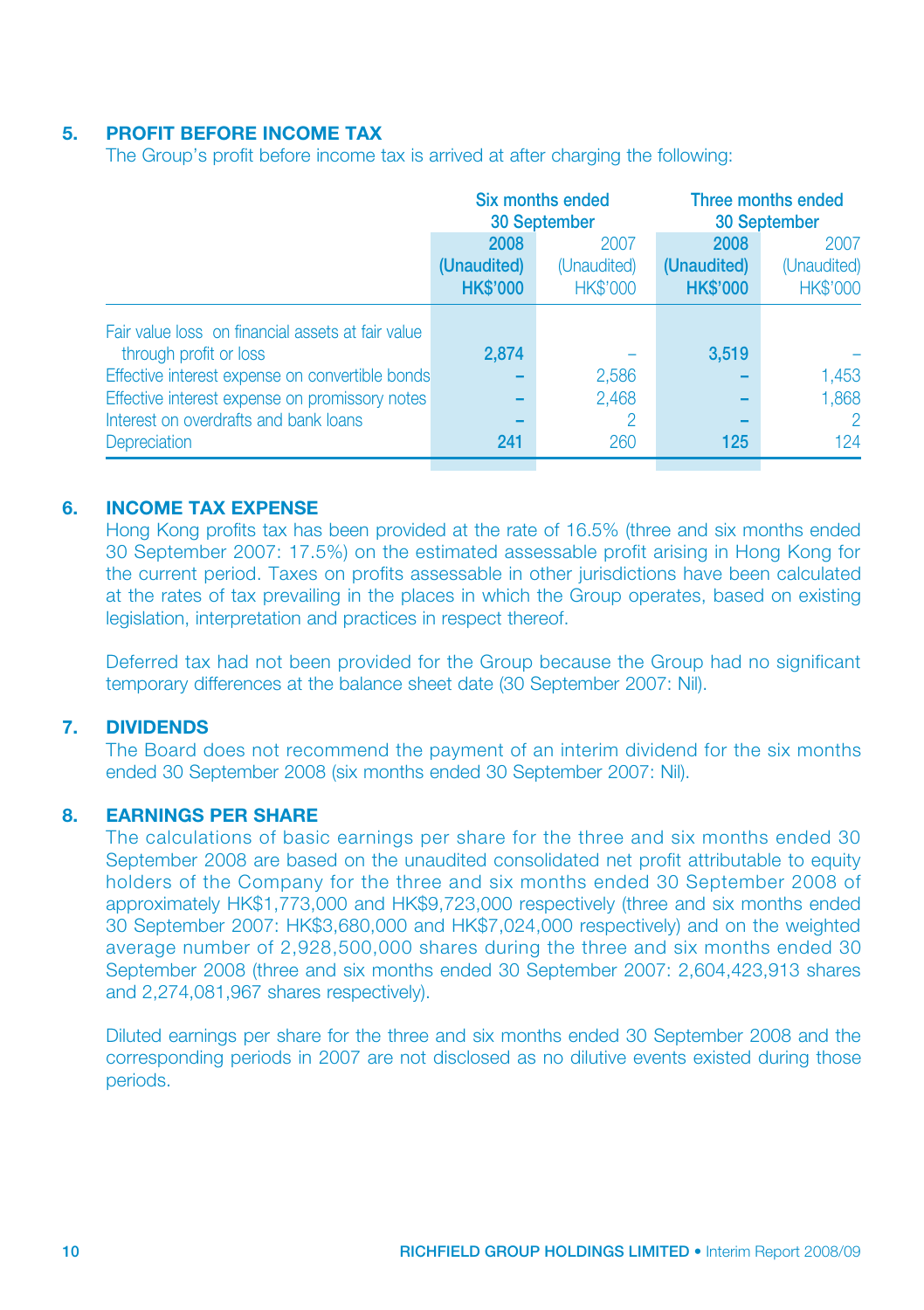## 5. PROFIT BEFORE INCOME TAX

The Group's profit before income tax is arrived at after charging the following:

| | Six months ended 30 September | | Three months ended 30 September | |
|---|---|---|---|---|
| | **2008 (Unaudited) HK$'000** | 2007 (Unaudited) HK$'000 | **2008 (Unaudited) HK$'000** | 2007 (Unaudited) HK$'000 |
| Fair value loss on financial assets at fair value through profit or loss | **2,874** | – | **3,519** | – |
| Effective interest expense on convertible bonds | **–** | 2,586 | **–** | 1,453 |
| Effective interest expense on promissory notes | **–** | 2,468 | **–** | 1,868 |
| Interest on overdrafts and bank loans | **–** | 2 | **–** | 2 |
| Depreciation | **241** | 260 | **125** | 124 |

## 6. INCOME TAX EXPENSE

Hong Kong profits tax has been provided at the rate of 16.5% (three and six months ended 30 September 2007: 17.5%) on the estimated assessable profit arising in Hong Kong for the current period. Taxes on profits assessable in other jurisdictions have been calculated at the rates of tax prevailing in the places in which the Group operates, based on existing legislation, interpretation and practices in respect thereof.

Deferred tax had not been provided for the Group because the Group had no significant temporary differences at the balance sheet date (30 September 2007: Nil).

## 7. DIVIDENDS

The Board does not recommend the payment of an interim dividend for the six months ended 30 September 2008 (six months ended 30 September 2007: Nil).

## 8. EARNINGS PER SHARE

The calculations of basic earnings per share for the three and six months ended 30 September 2008 are based on the unaudited consolidated net profit attributable to equity holders of the Company for the three and six months ended 30 September 2008 of approximately HK$1,773,000 and HK$9,723,000 respectively (three and six months ended 30 September 2007: HK$3,680,000 and HK$7,024,000 respectively) and on the weighted average number of 2,928,500,000 shares during the three and six months ended 30 September 2008 (three and six months ended 30 September 2007: 2,604,423,913 shares and 2,274,081,967 shares respectively).

Diluted earnings per share for the three and six months ended 30 September 2008 and the corresponding periods in 2007 are not disclosed as no dilutive events existed during those periods.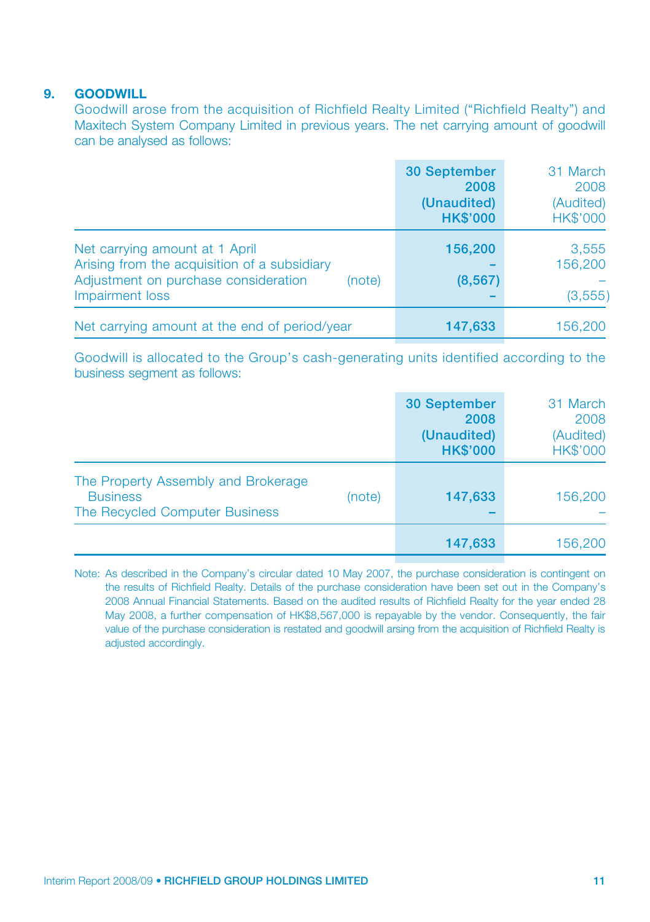## 9. GOODWILL

Goodwill arose from the acquisition of Richfield Realty Limited ("Richfield Realty") and Maxitech System Company Limited in previous years. The net carrying amount of goodwill can be analysed as follows:

| | | 30 September 2008 (Unaudited) HK$'000 | 31 March 2008 (Audited) HK$'000 |
|---|---|---|---|
| Net carrying amount at 1 April | | **156,200** | 3,555 |
| Arising from the acquisition of a subsidiary | | **–** | 156,200 |
| Adjustment on purchase consideration | (note) | **(8,567)** | – |
| Impairment loss | | **–** | (3,555) |
| Net carrying amount at the end of period/year | | **147,633** | 156,200 |

Goodwill is allocated to the Group's cash-generating units identified according to the business segment as follows:

| | | 30 September 2008 (Unaudited) HK$'000 | 31 March 2008 (Audited) HK$'000 |
|---|---|---|---|
| The Property Assembly and Brokerage Business | (note) | **147,633** | 156,200 |
| The Recycled Computer Business | | **–** | – |
| | | **147,633** | 156,200 |

Note: As described in the Company's circular dated 10 May 2007, the purchase consideration is contingent on the results of Richfield Realty. Details of the purchase consideration have been set out in the Company's 2008 Annual Financial Statements. Based on the audited results of Richfield Realty for the year ended 28 May 2008, a further compensation of HK$8,567,000 is repayable by the vendor. Consequently, the fair value of the purchase consideration is restated and goodwill arsing from the acquisition of Richfield Realty is adjusted accordingly.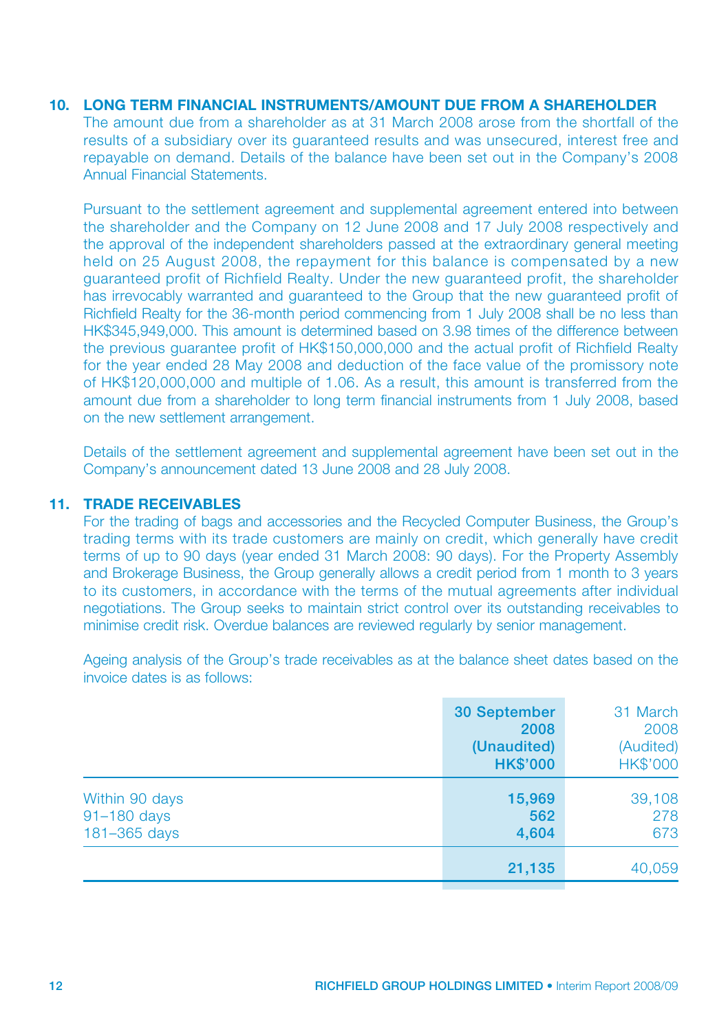## 10. LONG TERM FINANCIAL INSTRUMENTS/AMOUNT DUE FROM A SHAREHOLDER

The amount due from a shareholder as at 31 March 2008 arose from the shortfall of the results of a subsidiary over its guaranteed results and was unsecured, interest free and repayable on demand. Details of the balance have been set out in the Company's 2008 Annual Financial Statements.

Pursuant to the settlement agreement and supplemental agreement entered into between the shareholder and the Company on 12 June 2008 and 17 July 2008 respectively and the approval of the independent shareholders passed at the extraordinary general meeting held on 25 August 2008, the repayment for this balance is compensated by a new guaranteed profit of Richfield Realty. Under the new guaranteed profit, the shareholder has irrevocably warranted and guaranteed to the Group that the new guaranteed profit of Richfield Realty for the 36-month period commencing from 1 July 2008 shall be no less than HK$345,949,000. This amount is determined based on 3.98 times of the difference between the previous guarantee profit of HK$150,000,000 and the actual profit of Richfield Realty for the year ended 28 May 2008 and deduction of the face value of the promissory note of HK$120,000,000 and multiple of 1.06. As a result, this amount is transferred from the amount due from a shareholder to long term financial instruments from 1 July 2008, based on the new settlement arrangement.

Details of the settlement agreement and supplemental agreement have been set out in the Company's announcement dated 13 June 2008 and 28 July 2008.

## 11. TRADE RECEIVABLES

For the trading of bags and accessories and the Recycled Computer Business, the Group's trading terms with its trade customers are mainly on credit, which generally have credit terms of up to 90 days (year ended 31 March 2008: 90 days). For the Property Assembly and Brokerage Business, the Group generally allows a credit period from 1 month to 3 years to its customers, in accordance with the terms of the mutual agreements after individual negotiations. The Group seeks to maintain strict control over its outstanding receivables to minimise credit risk. Overdue balances are reviewed regularly by senior management.

Ageing analysis of the Group's trade receivables as at the balance sheet dates based on the invoice dates is as follows:

| | **30 September 2008 (Unaudited) HK$'000** | 31 March 2008 (Audited) HK$'000 |
|---|---|---|
| Within 90 days | **15,969** | 39,108 |
| 91–180 days | **562** | 278 |
| 181–365 days | **4,604** | 673 |
| | **21,135** | 40,059 |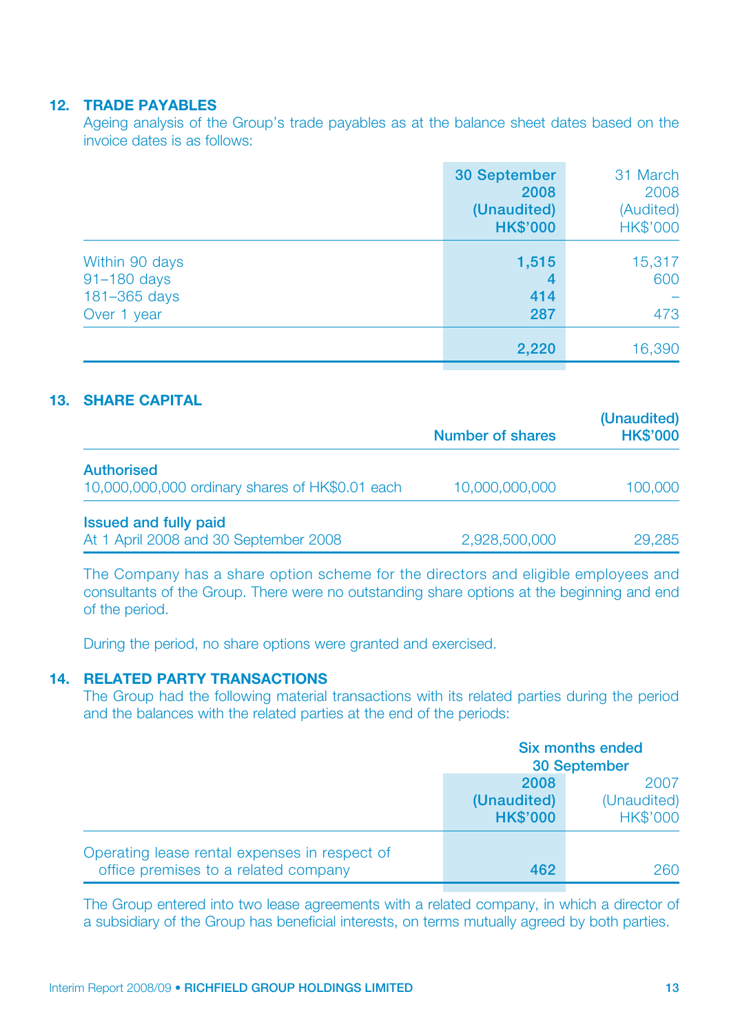## 12. TRADE PAYABLES

Ageing analysis of the Group's trade payables as at the balance sheet dates based on the invoice dates is as follows:

| | 30 September 2008 (Unaudited) HK$'000 | 31 March 2008 (Audited) HK$'000 |
|---|---|---|
| Within 90 days | 1,515 | 15,317 |
| 91–180 days | 4 | 600 |
| 181–365 days | 414 | – |
| Over 1 year | 287 | 473 |
| | 2,220 | 16,390 |

## 13. SHARE CAPITAL

| | Number of shares | (Unaudited) HK$'000 |
|---|---|---|
| **Authorised** | | |
| 10,000,000,000 ordinary shares of HK$0.01 each | 10,000,000,000 | 100,000 |
| **Issued and fully paid** | | |
| At 1 April 2008 and 30 September 2008 | 2,928,500,000 | 29,285 |

The Company has a share option scheme for the directors and eligible employees and consultants of the Group. There were no outstanding share options at the beginning and end of the period.

During the period, no share options were granted and exercised.

## 14. RELATED PARTY TRANSACTIONS

The Group had the following material transactions with its related parties during the period and the balances with the related parties at the end of the periods:

| | Six months ended 30 September | |
|---|---|---|
| | 2008 (Unaudited) HK$'000 | 2007 (Unaudited) HK$'000 |
| Operating lease rental expenses in respect of office premises to a related company | 462 | 260 |

The Group entered into two lease agreements with a related company, in which a director of a subsidiary of the Group has beneficial interests, on terms mutually agreed by both parties.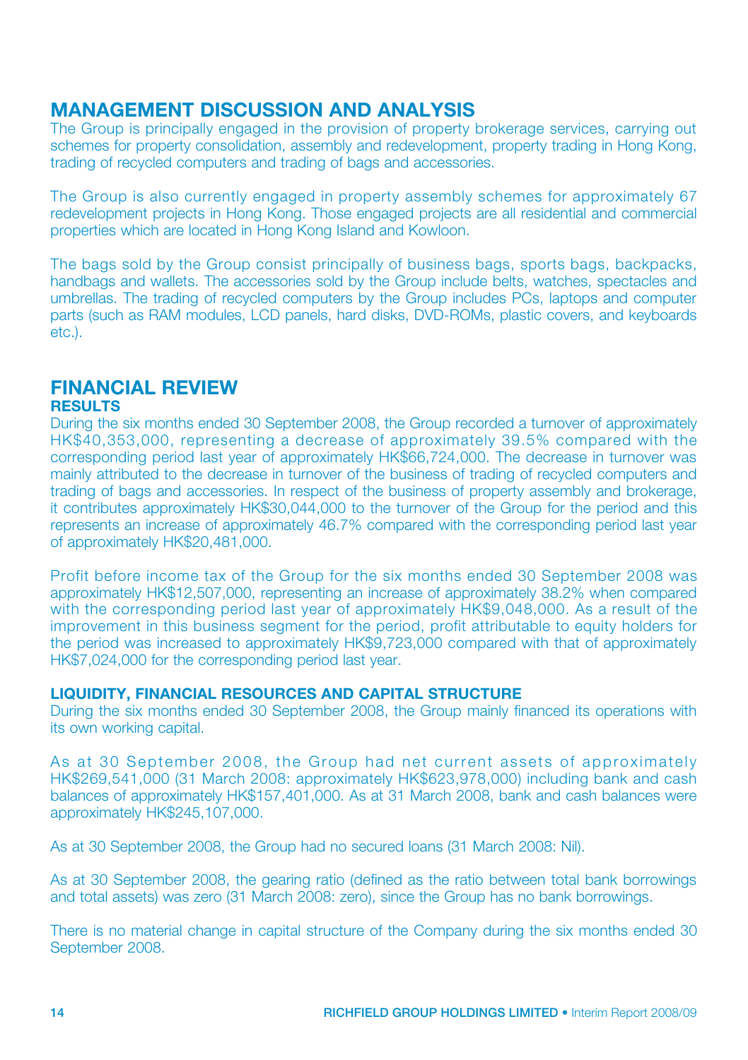# MANAGEMENT DISCUSSION AND ANALYSIS

The Group is principally engaged in the provision of property brokerage services, carrying out schemes for property consolidation, assembly and redevelopment, property trading in Hong Kong, trading of recycled computers and trading of bags and accessories.

The Group is also currently engaged in property assembly schemes for approximately 67 redevelopment projects in Hong Kong. Those engaged projects are all residential and commercial properties which are located in Hong Kong Island and Kowloon.

The bags sold by the Group consist principally of business bags, sports bags, backpacks, handbags and wallets. The accessories sold by the Group include belts, watches, spectacles and umbrellas. The trading of recycled computers by the Group includes PCs, laptops and computer parts (such as RAM modules, LCD panels, hard disks, DVD-ROMs, plastic covers, and keyboards etc.).

# FINANCIAL REVIEW

## RESULTS

During the six months ended 30 September 2008, the Group recorded a turnover of approximately HK$40,353,000, representing a decrease of approximately 39.5% compared with the corresponding period last year of approximately HK$66,724,000. The decrease in turnover was mainly attributed to the decrease in turnover of the business of trading of recycled computers and trading of bags and accessories. In respect of the business of property assembly and brokerage, it contributes approximately HK$30,044,000 to the turnover of the Group for the period and this represents an increase of approximately 46.7% compared with the corresponding period last year of approximately HK$20,481,000.

Profit before income tax of the Group for the six months ended 30 September 2008 was approximately HK$12,507,000, representing an increase of approximately 38.2% when compared with the corresponding period last year of approximately HK$9,048,000. As a result of the improvement in this business segment for the period, profit attributable to equity holders for the period was increased to approximately HK$9,723,000 compared with that of approximately HK$7,024,000 for the corresponding period last year.

## LIQUIDITY, FINANCIAL RESOURCES AND CAPITAL STRUCTURE

During the six months ended 30 September 2008, the Group mainly financed its operations with its own working capital.

As at 30 September 2008, the Group had net current assets of approximately HK$269,541,000 (31 March 2008: approximately HK$623,978,000) including bank and cash balances of approximately HK$157,401,000. As at 31 March 2008, bank and cash balances were approximately HK$245,107,000.

As at 30 September 2008, the Group had no secured loans (31 March 2008: Nil).

As at 30 September 2008, the gearing ratio (defined as the ratio between total bank borrowings and total assets) was zero (31 March 2008: zero), since the Group has no bank borrowings.

There is no material change in capital structure of the Company during the six months ended 30 September 2008.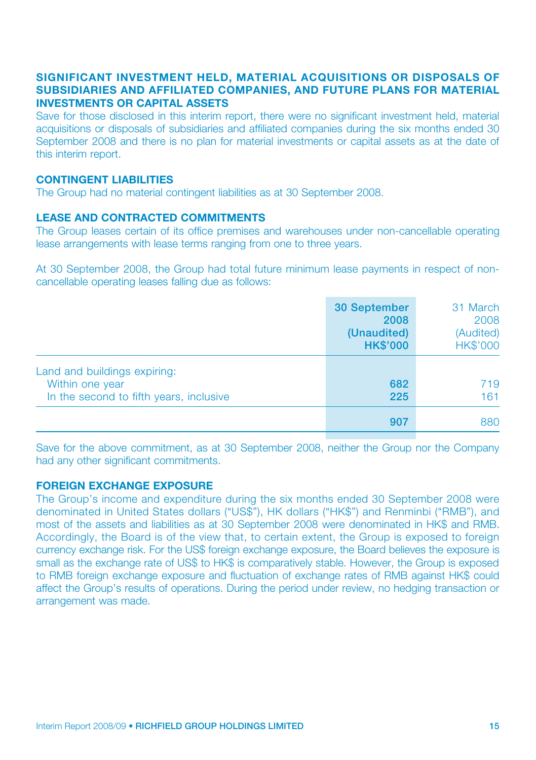## SIGNIFICANT INVESTMENT HELD, MATERIAL ACQUISITIONS OR DISPOSALS OF SUBSIDIARIES AND AFFILIATED COMPANIES, AND FUTURE PLANS FOR MATERIAL INVESTMENTS OR CAPITAL ASSETS

Save for those disclosed in this interim report, there were no significant investment held, material acquisitions or disposals of subsidiaries and affiliated companies during the six months ended 30 September 2008 and there is no plan for material investments or capital assets as at the date of this interim report.

## CONTINGENT LIABILITIES

The Group had no material contingent liabilities as at 30 September 2008.

## LEASE AND CONTRACTED COMMITMENTS

The Group leases certain of its office premises and warehouses under non-cancellable operating lease arrangements with lease terms ranging from one to three years.

At 30 September 2008, the Group had total future minimum lease payments in respect of non-cancellable operating leases falling due as follows:

| | **30 September 2008 (Unaudited) HK$'000** | 31 March 2008 (Audited) HK$'000 |
|---|---|---|
| Land and buildings expiring: | | |
| Within one year | **682** | 719 |
| In the second to fifth years, inclusive | **225** | 161 |
| | **907** | 880 |

Save for the above commitment, as at 30 September 2008, neither the Group nor the Company had any other significant commitments.

## FOREIGN EXCHANGE EXPOSURE

The Group's income and expenditure during the six months ended 30 September 2008 were denominated in United States dollars ("US$"), HK dollars ("HK$") and Renminbi ("RMB"), and most of the assets and liabilities as at 30 September 2008 were denominated in HK$ and RMB. Accordingly, the Board is of the view that, to certain extent, the Group is exposed to foreign currency exchange risk. For the US$ foreign exchange exposure, the Board believes the exposure is small as the exchange rate of US$ to HK$ is comparatively stable. However, the Group is exposed to RMB foreign exchange exposure and fluctuation of exchange rates of RMB against HK$ could affect the Group's results of operations. During the period under review, no hedging transaction or arrangement was made.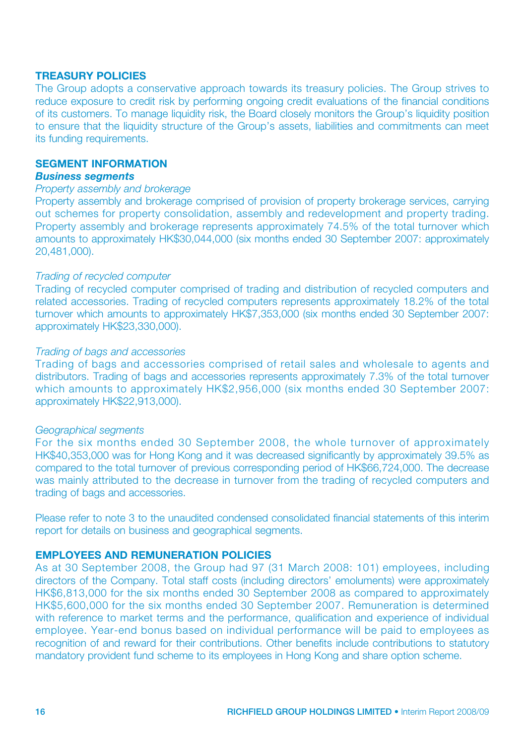## TREASURY POLICIES

The Group adopts a conservative approach towards its treasury policies. The Group strives to reduce exposure to credit risk by performing ongoing credit evaluations of the financial conditions of its customers. To manage liquidity risk, the Board closely monitors the Group's liquidity position to ensure that the liquidity structure of the Group's assets, liabilities and commitments can meet its funding requirements.

## SEGMENT INFORMATION

### *Business segments*

*Property assembly and brokerage*

Property assembly and brokerage comprised of provision of property brokerage services, carrying out schemes for property consolidation, assembly and redevelopment and property trading. Property assembly and brokerage represents approximately 74.5% of the total turnover which amounts to approximately HK$30,044,000 (six months ended 30 September 2007: approximately 20,481,000).

*Trading of recycled computer*

Trading of recycled computer comprised of trading and distribution of recycled computers and related accessories. Trading of recycled computers represents approximately 18.2% of the total turnover which amounts to approximately HK$7,353,000 (six months ended 30 September 2007: approximately HK$23,330,000).

*Trading of bags and accessories*

Trading of bags and accessories comprised of retail sales and wholesale to agents and distributors. Trading of bags and accessories represents approximately 7.3% of the total turnover which amounts to approximately HK$2,956,000 (six months ended 30 September 2007: approximately HK$22,913,000).

*Geographical segments*

For the six months ended 30 September 2008, the whole turnover of approximately HK$40,353,000 was for Hong Kong and it was decreased significantly by approximately 39.5% as compared to the total turnover of previous corresponding period of HK$66,724,000. The decrease was mainly attributed to the decrease in turnover from the trading of recycled computers and trading of bags and accessories.

Please refer to note 3 to the unaudited condensed consolidated financial statements of this interim report for details on business and geographical segments.

## EMPLOYEES AND REMUNERATION POLICIES

As at 30 September 2008, the Group had 97 (31 March 2008: 101) employees, including directors of the Company. Total staff costs (including directors' emoluments) were approximately HK$6,813,000 for the six months ended 30 September 2008 as compared to approximately HK$5,600,000 for the six months ended 30 September 2007. Remuneration is determined with reference to market terms and the performance, qualification and experience of individual employee. Year-end bonus based on individual performance will be paid to employees as recognition of and reward for their contributions. Other benefits include contributions to statutory mandatory provident fund scheme to its employees in Hong Kong and share option scheme.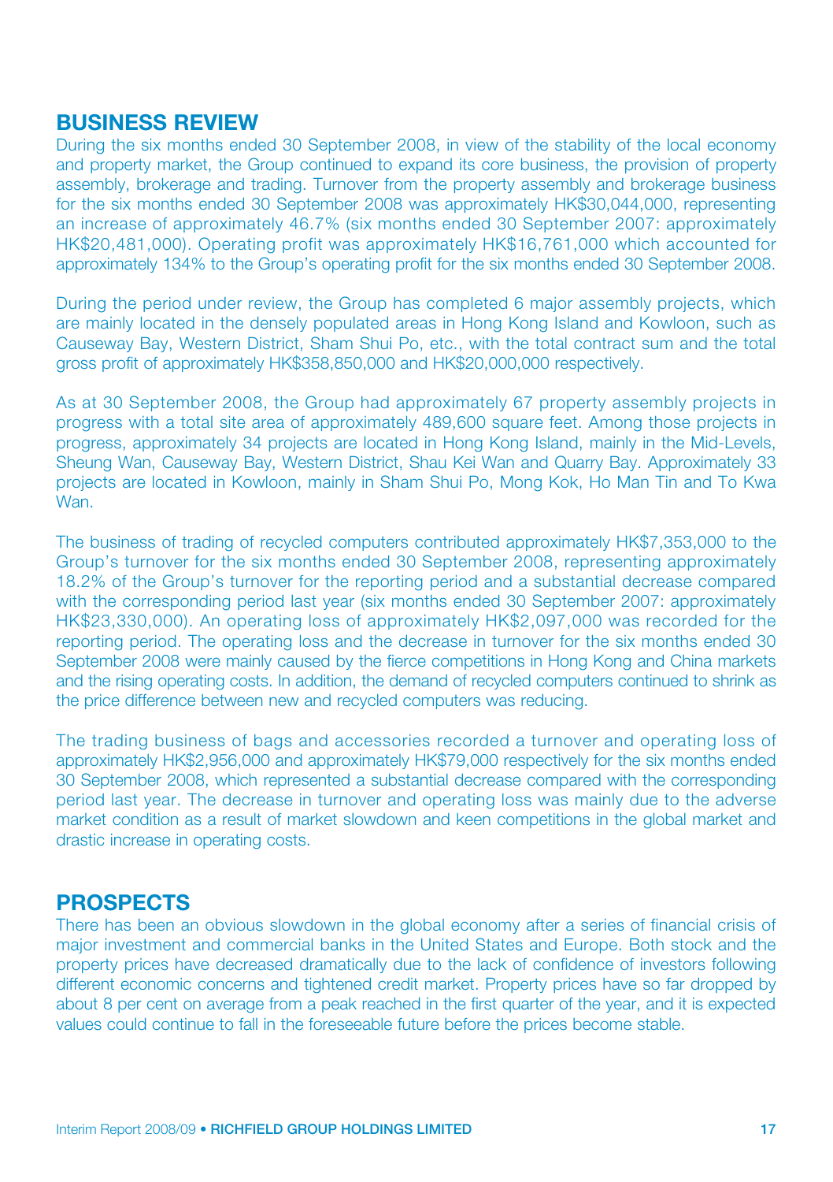## BUSINESS REVIEW

During the six months ended 30 September 2008, in view of the stability of the local economy and property market, the Group continued to expand its core business, the provision of property assembly, brokerage and trading. Turnover from the property assembly and brokerage business for the six months ended 30 September 2008 was approximately HK$30,044,000, representing an increase of approximately 46.7% (six months ended 30 September 2007: approximately HK$20,481,000). Operating profit was approximately HK$16,761,000 which accounted for approximately 134% to the Group's operating profit for the six months ended 30 September 2008.

During the period under review, the Group has completed 6 major assembly projects, which are mainly located in the densely populated areas in Hong Kong Island and Kowloon, such as Causeway Bay, Western District, Sham Shui Po, etc., with the total contract sum and the total gross profit of approximately HK$358,850,000 and HK$20,000,000 respectively.

As at 30 September 2008, the Group had approximately 67 property assembly projects in progress with a total site area of approximately 489,600 square feet. Among those projects in progress, approximately 34 projects are located in Hong Kong Island, mainly in the Mid-Levels, Sheung Wan, Causeway Bay, Western District, Shau Kei Wan and Quarry Bay. Approximately 33 projects are located in Kowloon, mainly in Sham Shui Po, Mong Kok, Ho Man Tin and To Kwa Wan.

The business of trading of recycled computers contributed approximately HK$7,353,000 to the Group's turnover for the six months ended 30 September 2008, representing approximately 18.2% of the Group's turnover for the reporting period and a substantial decrease compared with the corresponding period last year (six months ended 30 September 2007: approximately HK$23,330,000). An operating loss of approximately HK$2,097,000 was recorded for the reporting period. The operating loss and the decrease in turnover for the six months ended 30 September 2008 were mainly caused by the fierce competitions in Hong Kong and China markets and the rising operating costs. In addition, the demand of recycled computers continued to shrink as the price difference between new and recycled computers was reducing.

The trading business of bags and accessories recorded a turnover and operating loss of approximately HK$2,956,000 and approximately HK$79,000 respectively for the six months ended 30 September 2008, which represented a substantial decrease compared with the corresponding period last year. The decrease in turnover and operating loss was mainly due to the adverse market condition as a result of market slowdown and keen competitions in the global market and drastic increase in operating costs.

## PROSPECTS

There has been an obvious slowdown in the global economy after a series of financial crisis of major investment and commercial banks in the United States and Europe. Both stock and the property prices have decreased dramatically due to the lack of confidence of investors following different economic concerns and tightened credit market. Property prices have so far dropped by about 8 per cent on average from a peak reached in the first quarter of the year, and it is expected values could continue to fall in the foreseeable future before the prices become stable.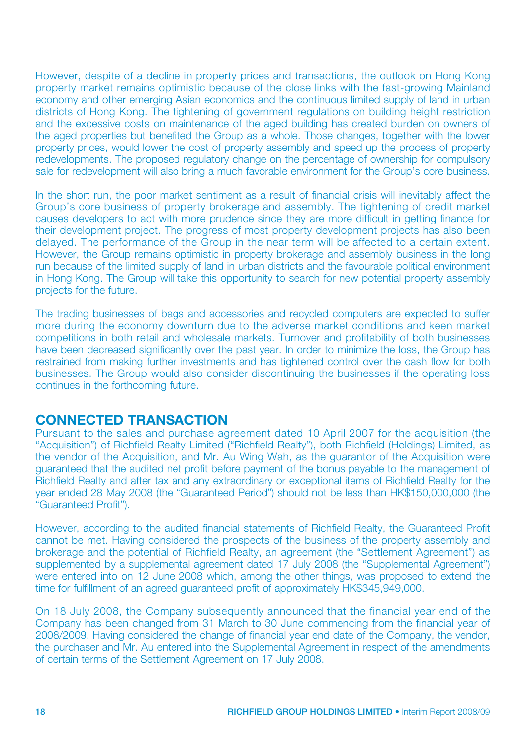However, despite of a decline in property prices and transactions, the outlook on Hong Kong property market remains optimistic because of the close links with the fast-growing Mainland economy and other emerging Asian economics and the continuous limited supply of land in urban districts of Hong Kong. The tightening of government regulations on building height restriction and the excessive costs on maintenance of the aged building has created burden on owners of the aged properties but benefited the Group as a whole. Those changes, together with the lower property prices, would lower the cost of property assembly and speed up the process of property redevelopments. The proposed regulatory change on the percentage of ownership for compulsory sale for redevelopment will also bring a much favorable environment for the Group's core business.

In the short run, the poor market sentiment as a result of financial crisis will inevitably affect the Group's core business of property brokerage and assembly. The tightening of credit market causes developers to act with more prudence since they are more difficult in getting finance for their development project. The progress of most property development projects has also been delayed. The performance of the Group in the near term will be affected to a certain extent. However, the Group remains optimistic in property brokerage and assembly business in the long run because of the limited supply of land in urban districts and the favourable political environment in Hong Kong. The Group will take this opportunity to search for new potential property assembly projects for the future.

The trading businesses of bags and accessories and recycled computers are expected to suffer more during the economy downturn due to the adverse market conditions and keen market competitions in both retail and wholesale markets. Turnover and profitability of both businesses have been decreased significantly over the past year. In order to minimize the loss, the Group has restrained from making further investments and has tightened control over the cash flow for both businesses. The Group would also consider discontinuing the businesses if the operating loss continues in the forthcoming future.

## CONNECTED TRANSACTION

Pursuant to the sales and purchase agreement dated 10 April 2007 for the acquisition (the "Acquisition") of Richfield Realty Limited ("Richfield Realty"), both Richfield (Holdings) Limited, as the vendor of the Acquisition, and Mr. Au Wing Wah, as the guarantor of the Acquisition were guaranteed that the audited net profit before payment of the bonus payable to the management of Richfield Realty and after tax and any extraordinary or exceptional items of Richfield Realty for the year ended 28 May 2008 (the "Guaranteed Period") should not be less than HK$150,000,000 (the "Guaranteed Profit").

However, according to the audited financial statements of Richfield Realty, the Guaranteed Profit cannot be met. Having considered the prospects of the business of the property assembly and brokerage and the potential of Richfield Realty, an agreement (the "Settlement Agreement") as supplemented by a supplemental agreement dated 17 July 2008 (the "Supplemental Agreement") were entered into on 12 June 2008 which, among the other things, was proposed to extend the time for fulfillment of an agreed guaranteed profit of approximately HK$345,949,000.

On 18 July 2008, the Company subsequently announced that the financial year end of the Company has been changed from 31 March to 30 June commencing from the financial year of 2008/2009. Having considered the change of financial year end date of the Company, the vendor, the purchaser and Mr. Au entered into the Supplemental Agreement in respect of the amendments of certain terms of the Settlement Agreement on 17 July 2008.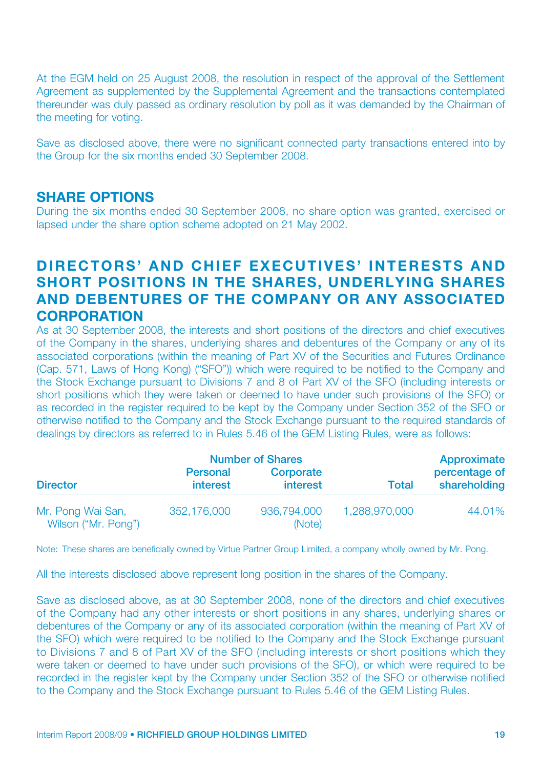At the EGM held on 25 August 2008, the resolution in respect of the approval of the Settlement Agreement as supplemented by the Supplemental Agreement and the transactions contemplated thereunder was duly passed as ordinary resolution by poll as it was demanded by the Chairman of the meeting for voting.

Save as disclosed above, there were no significant connected party transactions entered into by the Group for the six months ended 30 September 2008.

## SHARE OPTIONS

During the six months ended 30 September 2008, no share option was granted, exercised or lapsed under the share option scheme adopted on 21 May 2002.

## DIRECTORS' AND CHIEF EXECUTIVES' INTERESTS AND SHORT POSITIONS IN THE SHARES, UNDERLYING SHARES AND DEBENTURES OF THE COMPANY OR ANY ASSOCIATED CORPORATION

As at 30 September 2008, the interests and short positions of the directors and chief executives of the Company in the shares, underlying shares and debentures of the Company or any of its associated corporations (within the meaning of Part XV of the Securities and Futures Ordinance (Cap. 571, Laws of Hong Kong) ("SFO")) which were required to be notified to the Company and the Stock Exchange pursuant to Divisions 7 and 8 of Part XV of the SFO (including interests or short positions which they were taken or deemed to have under such provisions of the SFO) or as recorded in the register required to be kept by the Company under Section 352 of the SFO or otherwise notified to the Company and the Stock Exchange pursuant to the required standards of dealings by directors as referred to in Rules 5.46 of the GEM Listing Rules, were as follows:

| Director | Number of Shares | | | Approximate percentage of shareholding |
|---|---|---|---|---|
| | Personal interest | Corporate interest | Total | |
| Mr. Pong Wai San, Wilson ("Mr. Pong") | 352,176,000 | 936,794,000 (Note) | 1,288,970,000 | 44.01% |

Note: These shares are beneficially owned by Virtue Partner Group Limited, a company wholly owned by Mr. Pong.

All the interests disclosed above represent long position in the shares of the Company.

Save as disclosed above, as at 30 September 2008, none of the directors and chief executives of the Company had any other interests or short positions in any shares, underlying shares or debentures of the Company or any of its associated corporation (within the meaning of Part XV of the SFO) which were required to be notified to the Company and the Stock Exchange pursuant to Divisions 7 and 8 of Part XV of the SFO (including interests or short positions which they were taken or deemed to have under such provisions of the SFO), or which were required to be recorded in the register kept by the Company under Section 352 of the SFO or otherwise notified to the Company and the Stock Exchange pursuant to Rules 5.46 of the GEM Listing Rules.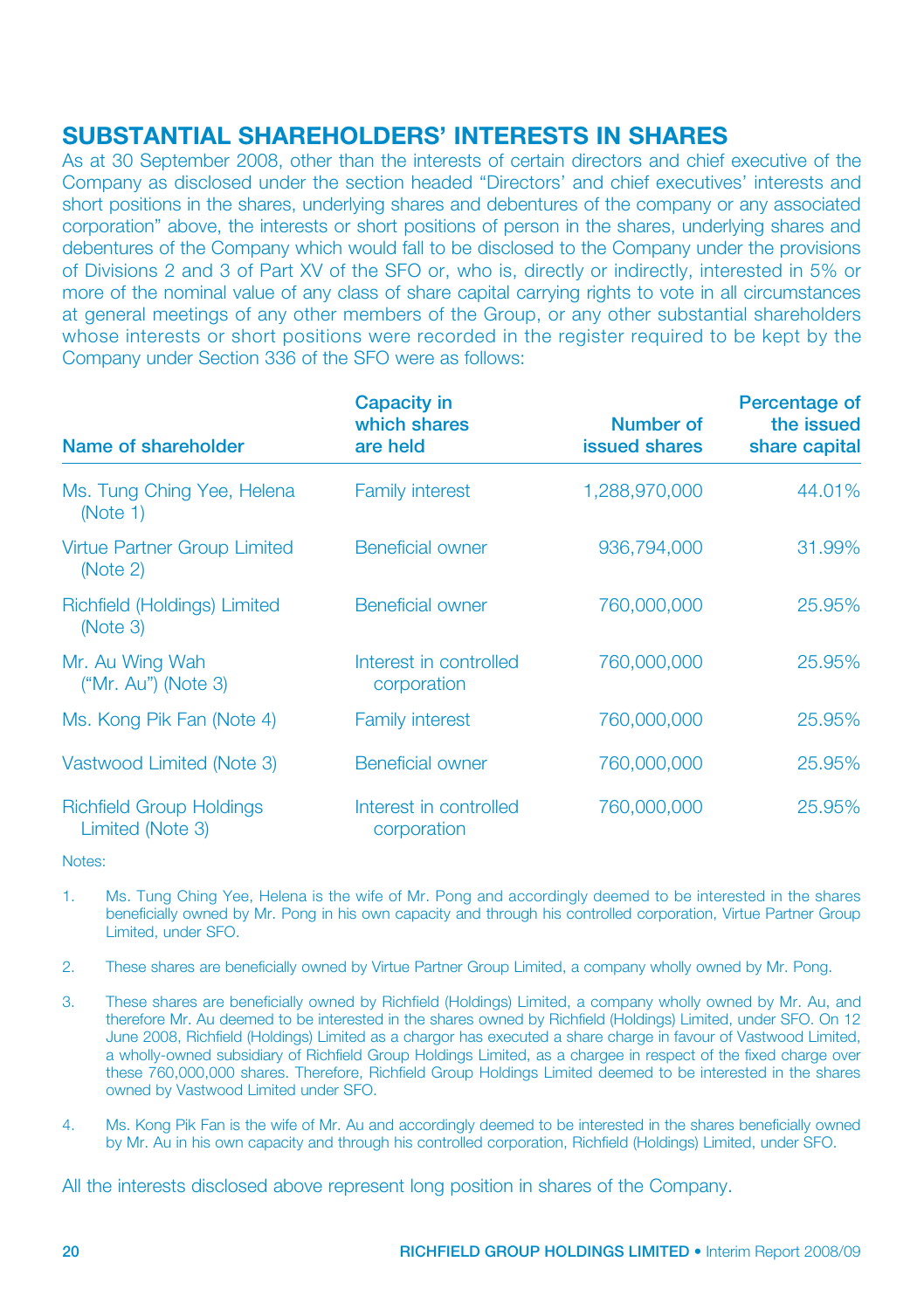## SUBSTANTIAL SHAREHOLDERS' INTERESTS IN SHARES

As at 30 September 2008, other than the interests of certain directors and chief executive of the Company as disclosed under the section headed "Directors' and chief executives' interests and short positions in the shares, underlying shares and debentures of the company or any associated corporation" above, the interests or short positions of person in the shares, underlying shares and debentures of the Company which would fall to be disclosed to the Company under the provisions of Divisions 2 and 3 of Part XV of the SFO or, who is, directly or indirectly, interested in 5% or more of the nominal value of any class of share capital carrying rights to vote in all circumstances at general meetings of any other members of the Group, or any other substantial shareholders whose interests or short positions were recorded in the register required to be kept by the Company under Section 336 of the SFO were as follows:

| Name of shareholder | Capacity in which shares are held | Number of issued shares | Percentage of the issued share capital |
|---|---|---|---|
| Ms. Tung Ching Yee, Helena (Note 1) | Family interest | 1,288,970,000 | 44.01% |
| Virtue Partner Group Limited (Note 2) | Beneficial owner | 936,794,000 | 31.99% |
| Richfield (Holdings) Limited (Note 3) | Beneficial owner | 760,000,000 | 25.95% |
| Mr. Au Wing Wah ("Mr. Au") (Note 3) | Interest in controlled corporation | 760,000,000 | 25.95% |
| Ms. Kong Pik Fan (Note 4) | Family interest | 760,000,000 | 25.95% |
| Vastwood Limited (Note 3) | Beneficial owner | 760,000,000 | 25.95% |
| Richfield Group Holdings Limited (Note 3) | Interest in controlled corporation | 760,000,000 | 25.95% |

Notes:

1. Ms. Tung Ching Yee, Helena is the wife of Mr. Pong and accordingly deemed to be interested in the shares beneficially owned by Mr. Pong in his own capacity and through his controlled corporation, Virtue Partner Group Limited, under SFO.

2. These shares are beneficially owned by Virtue Partner Group Limited, a company wholly owned by Mr. Pong.

3. These shares are beneficially owned by Richfield (Holdings) Limited, a company wholly owned by Mr. Au, and therefore Mr. Au deemed to be interested in the shares owned by Richfield (Holdings) Limited, under SFO. On 12 June 2008, Richfield (Holdings) Limited as a chargor has executed a share charge in favour of Vastwood Limited, a wholly-owned subsidiary of Richfield Group Holdings Limited, as a chargee in respect of the fixed charge over these 760,000,000 shares. Therefore, Richfield Group Holdings Limited deemed to be interested in the shares owned by Vastwood Limited under SFO.

4. Ms. Kong Pik Fan is the wife of Mr. Au and accordingly deemed to be interested in the shares beneficially owned by Mr. Au in his own capacity and through his controlled corporation, Richfield (Holdings) Limited, under SFO.

All the interests disclosed above represent long position in shares of the Company.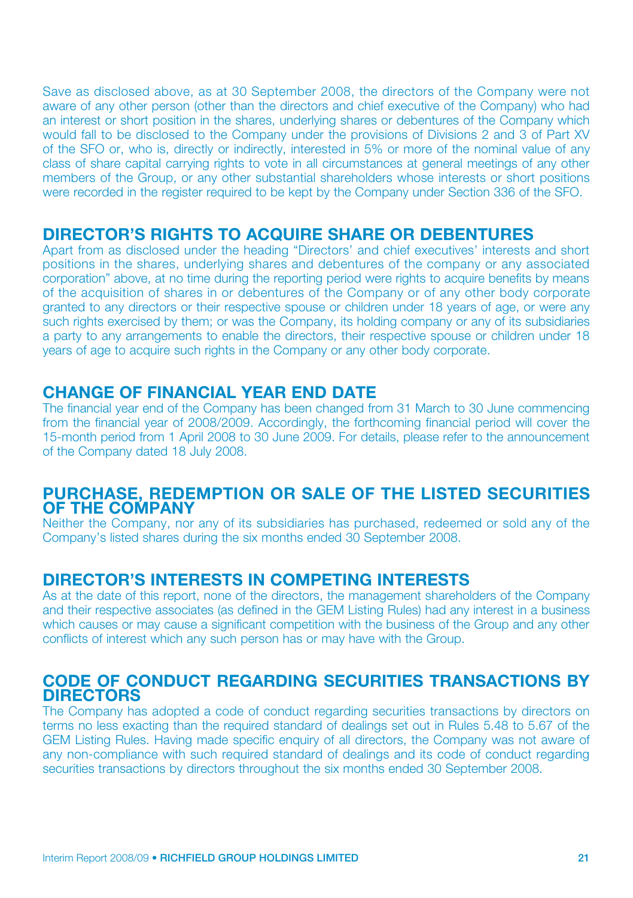Save as disclosed above, as at 30 September 2008, the directors of the Company were not aware of any other person (other than the directors and chief executive of the Company) who had an interest or short position in the shares, underlying shares or debentures of the Company which would fall to be disclosed to the Company under the provisions of Divisions 2 and 3 of Part XV of the SFO or, who is, directly or indirectly, interested in 5% or more of the nominal value of any class of share capital carrying rights to vote in all circumstances at general meetings of any other members of the Group, or any other substantial shareholders whose interests or short positions were recorded in the register required to be kept by the Company under Section 336 of the SFO.

## DIRECTOR'S RIGHTS TO ACQUIRE SHARE OR DEBENTURES

Apart from as disclosed under the heading "Directors' and chief executives' interests and short positions in the shares, underlying shares and debentures of the company or any associated corporation" above, at no time during the reporting period were rights to acquire benefits by means of the acquisition of shares in or debentures of the Company or of any other body corporate granted to any directors or their respective spouse or children under 18 years of age, or were any such rights exercised by them; or was the Company, its holding company or any of its subsidiaries a party to any arrangements to enable the directors, their respective spouse or children under 18 years of age to acquire such rights in the Company or any other body corporate.

## CHANGE OF FINANCIAL YEAR END DATE

The financial year end of the Company has been changed from 31 March to 30 June commencing from the financial year of 2008/2009. Accordingly, the forthcoming financial period will cover the 15-month period from 1 April 2008 to 30 June 2009. For details, please refer to the announcement of the Company dated 18 July 2008.

## PURCHASE, REDEMPTION OR SALE OF THE LISTED SECURITIES OF THE COMPANY

Neither the Company, nor any of its subsidiaries has purchased, redeemed or sold any of the Company's listed shares during the six months ended 30 September 2008.

## DIRECTOR'S INTERESTS IN COMPETING INTERESTS

As at the date of this report, none of the directors, the management shareholders of the Company and their respective associates (as defined in the GEM Listing Rules) had any interest in a business which causes or may cause a significant competition with the business of the Group and any other conflicts of interest which any such person has or may have with the Group.

## CODE OF CONDUCT REGARDING SECURITIES TRANSACTIONS BY DIRECTORS

The Company has adopted a code of conduct regarding securities transactions by directors on terms no less exacting than the required standard of dealings set out in Rules 5.48 to 5.67 of the GEM Listing Rules. Having made specific enquiry of all directors, the Company was not aware of any non-compliance with such required standard of dealings and its code of conduct regarding securities transactions by directors throughout the six months ended 30 September 2008.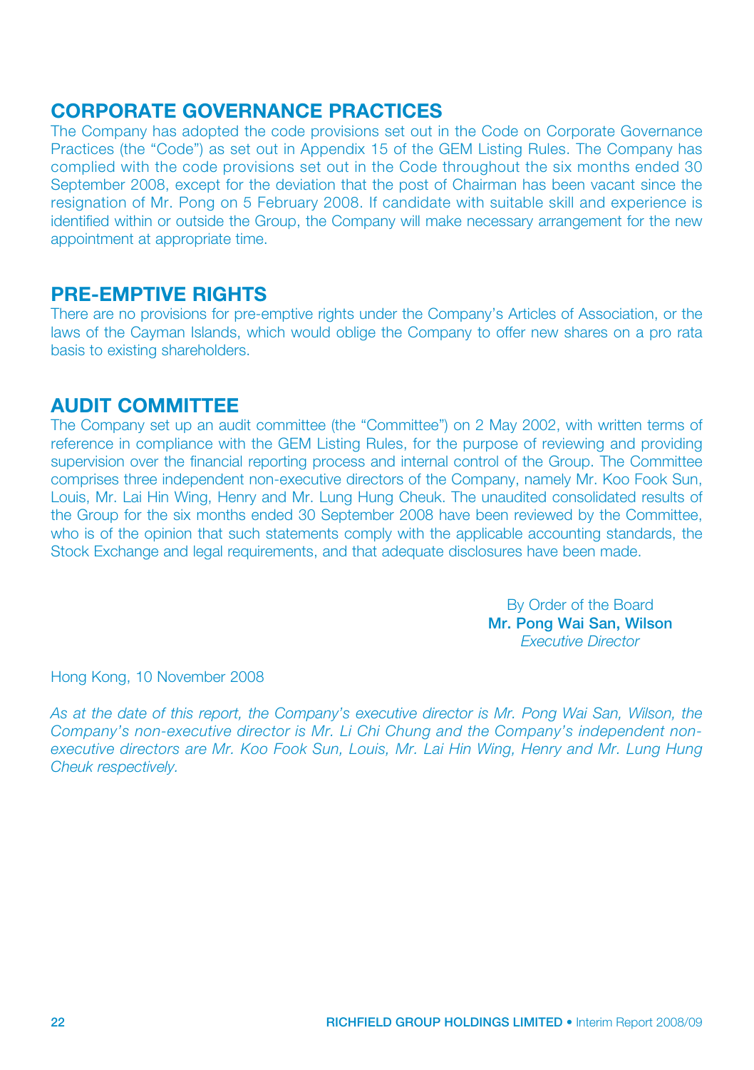## CORPORATE GOVERNANCE PRACTICES

The Company has adopted the code provisions set out in the Code on Corporate Governance Practices (the "Code") as set out in Appendix 15 of the GEM Listing Rules. The Company has complied with the code provisions set out in the Code throughout the six months ended 30 September 2008, except for the deviation that the post of Chairman has been vacant since the resignation of Mr. Pong on 5 February 2008. If candidate with suitable skill and experience is identified within or outside the Group, the Company will make necessary arrangement for the new appointment at appropriate time.

## PRE-EMPTIVE RIGHTS

There are no provisions for pre-emptive rights under the Company's Articles of Association, or the laws of the Cayman Islands, which would oblige the Company to offer new shares on a pro rata basis to existing shareholders.

## AUDIT COMMITTEE

The Company set up an audit committee (the "Committee") on 2 May 2002, with written terms of reference in compliance with the GEM Listing Rules, for the purpose of reviewing and providing supervision over the financial reporting process and internal control of the Group. The Committee comprises three independent non-executive directors of the Company, namely Mr. Koo Fook Sun, Louis, Mr. Lai Hin Wing, Henry and Mr. Lung Hung Cheuk. The unaudited consolidated results of the Group for the six months ended 30 September 2008 have been reviewed by the Committee, who is of the opinion that such statements comply with the applicable accounting standards, the Stock Exchange and legal requirements, and that adequate disclosures have been made.

By Order of the Board
**Mr. Pong Wai San, Wilson**
*Executive Director*

Hong Kong, 10 November 2008

*As at the date of this report, the Company's executive director is Mr. Pong Wai San, Wilson, the Company's non-executive director is Mr. Li Chi Chung and the Company's independent non-executive directors are Mr. Koo Fook Sun, Louis, Mr. Lai Hin Wing, Henry and Mr. Lung Hung Cheuk respectively.*